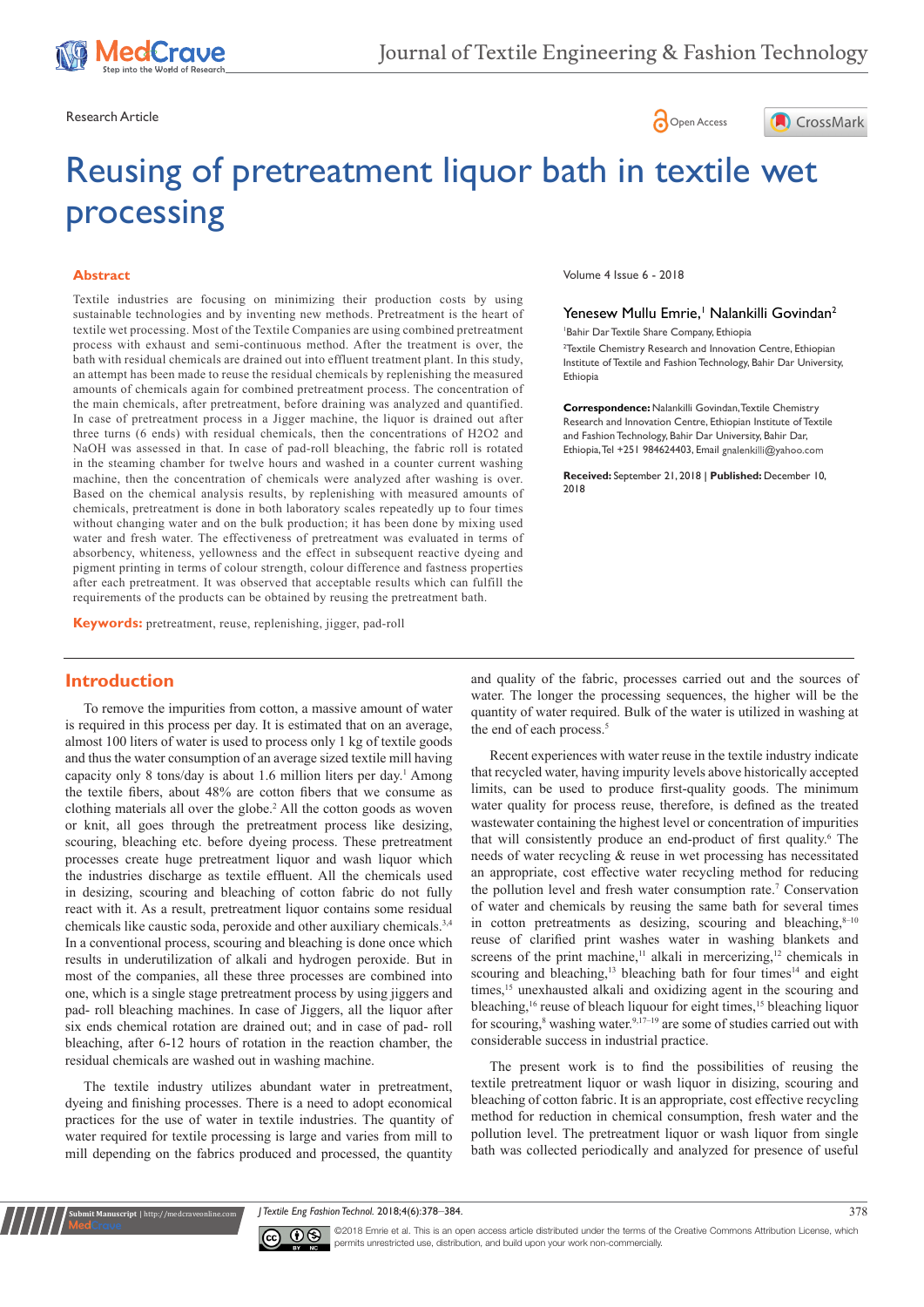Research Article

Open Access

# Reusing of pretreatment liquor bath in textile wet processing

## Abstract

Textile industries are focusing on minimizing their production costs by using sustainable technologies and by inventing new methods. Pretreatment is the heart of textile wet processing. Most of the Textile Companies are using combined pretreatment process with exhaust and semi-continuous method. After the treatment is over, the bath with residual chemicals are drained out into effluent treatment plant. In this study, an attempt has been made to reuse the residual chemicals by replenishing the measured amounts of chemicals again for combined pretreatment process. The concentration of the main chemicals, after pretreatment, before draining was analyzed and quantified. In case of pretreatment process in a Jigger machine, the liquor is drained out after three turns (6 ends) with residual chemicals, then the concentrations of H2O2 and NaOH was assessed in that. In case of pad-roll bleaching, the fabric roll is rotated in the steaming chamber for twelve hours and washed in a counter current washing machine, then the concentration of chemicals were analyzed after washing is over. Based on the chemical analysis results, by replenishing with measured amounts of chemicals, pretreatment is done in both laboratory scales repeatedly up to four times without changing water and on the bulk production; it has been done by mixing used water and fresh water. The effectiveness of pretreatment was evaluated in terms of absorbency, whiteness, yellowness and the effect in subsequent reactive dyeing and pigment printing in terms of colour strength, colour difference and fastness properties after each pretreatment. It was observed that acceptable results which can fulfill the requirements of the products can be obtained by reusing the pretreatment bath.

**Keywords:** pretreatment, reuse, replenishing, jigger, pad-roll

Volume 4 Issue 6 - 2018

Yenesew Mullu Emrie,[1] Nalankilli Govindan[2]

[1]Bahir Dar Textile Share Company, Ethiopia

[2]Textile Chemistry Research and Innovation Centre, Ethiopian Institute of Textile and Fashion Technology, Bahir Dar University, Ethiopia

**Correspondence:** Nalankilli Govindan, Textile Chemistry Research and Innovation Centre, Ethiopian Institute of Textile and Fashion Technology, Bahir Dar University, Bahir Dar, Ethiopia, Tel +251 984624403, Email gnalenkilli@yahoo.com

**Received:** September 21, 2018 | **Published:** December 10, 2018

## Introduction

To remove the impurities from cotton, a massive amount of water is required in this process per day. It is estimated that on an average, almost 100 liters of water is used to process only 1 kg of textile goods and thus the water consumption of an average sized textile mill having capacity only 8 tons/day is about 1.6 million liters per day.[1] Among the textile fibers, about 48% are cotton fibers that we consume as clothing materials all over the globe.[2] All the cotton goods as woven or knit, all goes through the pretreatment process like desizing, scouring, bleaching etc. before dyeing process. These pretreatment processes create huge pretreatment liquor and wash liquor which the industries discharge as textile effluent. All the chemicals used in desizing, scouring and bleaching of cotton fabric do not fully react with it. As a result, pretreatment liquor contains some residual chemicals like caustic soda, peroxide and other auxiliary chemicals.[3,4] In a conventional process, scouring and bleaching is done once which results in underutilization of alkali and hydrogen peroxide. But in most of the companies, all these three processes are combined into one, which is a single stage pretreatment process by using jiggers and pad- roll bleaching machines. In case of Jiggers, all the liquor after six ends chemical rotation are drained out; and in case of pad- roll bleaching, after 6-12 hours of rotation in the reaction chamber, the residual chemicals are washed out in washing machine.

The textile industry utilizes abundant water in pretreatment, dyeing and finishing processes. There is a need to adopt economical practices for the use of water in textile industries. The quantity of water required for textile processing is large and varies from mill to mill depending on the fabrics produced and processed, the quantity and quality of the fabric, processes carried out and the sources of water. The longer the processing sequences, the higher will be the quantity of water required. Bulk of the water is utilized in washing at the end of each process.[5]

Recent experiences with water reuse in the textile industry indicate that recycled water, having impurity levels above historically accepted limits, can be used to produce first-quality goods. The minimum water quality for process reuse, therefore, is defined as the treated wastewater containing the highest level or concentration of impurities that will consistently produce an end-product of first quality.[6] The needs of water recycling & reuse in wet processing has necessitated an appropriate, cost effective water recycling method for reducing the pollution level and fresh water consumption rate.[7] Conservation of water and chemicals by reusing the same bath for several times in cotton pretreatments as desizing, scouring and bleaching,[8–10] reuse of clarified print washes water in washing blankets and screens of the print machine,[11] alkali in mercerizing,[12] chemicals in scouring and bleaching,[13] bleaching bath for four times[14] and eight times,[15] unexhausted alkali and oxidizing agent in the scouring and bleaching,[16] reuse of bleach liquour for eight times,[15] bleaching liquor for scouring,[8] washing water.[9,17–19] are some of studies carried out with considerable success in industrial practice.

The present work is to find the possibilities of reusing the textile pretreatment liquor or wash liquor in disizing, scouring and bleaching of cotton fabric. It is an appropriate, cost effective recycling method for reduction in chemical consumption, fresh water and the pollution level. The pretreatment liquor or wash liquor from single bath was collected periodically and analyzed for presence of useful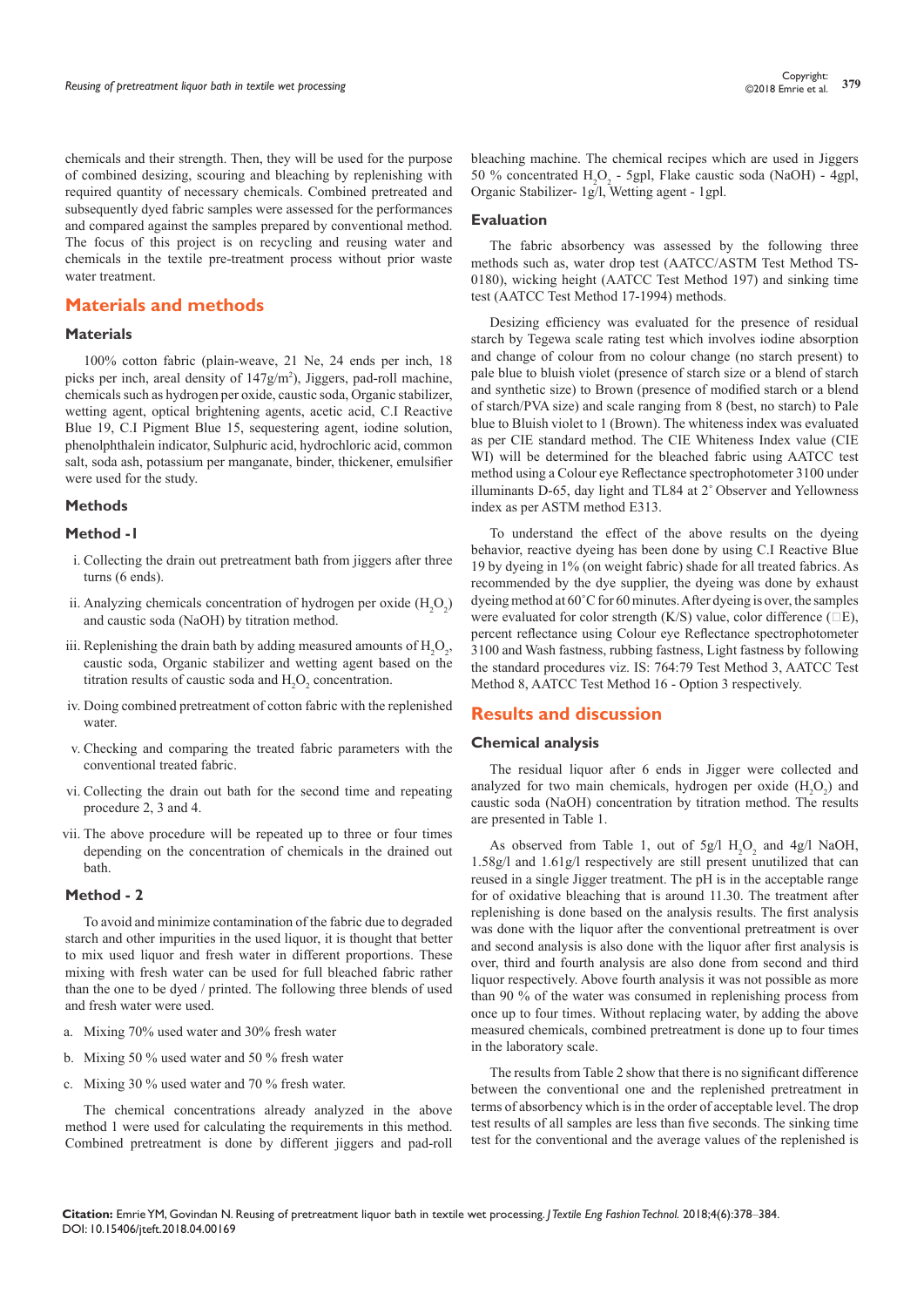chemicals and their strength. Then, they will be used for the purpose of combined desizing, scouring and bleaching by replenishing with required quantity of necessary chemicals. Combined pretreated and subsequently dyed fabric samples were assessed for the performances and compared against the samples prepared by conventional method. The focus of this project is on recycling and reusing water and chemicals in the textile pre-treatment process without prior waste water treatment.

## Materials and methods

### Materials

100% cotton fabric (plain-weave, 21 Ne, 24 ends per inch, 18 picks per inch, areal density of 147g/m$^2$), Jiggers, pad-roll machine, chemicals such as hydrogen per oxide, caustic soda, Organic stabilizer, wetting agent, optical brightening agents, acetic acid, C.I Reactive Blue 19, C.I Pigment Blue 15, sequestering agent, iodine solution, phenolphthalein indicator, Sulphuric acid, hydrochloric acid, common salt, soda ash, potassium per manganate, binder, thickener, emulsifier were used for the study.

### Methods

### Method - I

i. Collecting the drain out pretreatment bath from jiggers after three turns (6 ends).
ii. Analyzing chemicals concentration of hydrogen per oxide ($H_2O_2$) and caustic soda (NaOH) by titration method.
iii. Replenishing the drain bath by adding measured amounts of $H_2O_2$, caustic soda, Organic stabilizer and wetting agent based on the titration results of caustic soda and $H_2O_2$ concentration.
iv. Doing combined pretreatment of cotton fabric with the replenished water.
v. Checking and comparing the treated fabric parameters with the conventional treated fabric.
vi. Collecting the drain out bath for the second time and repeating procedure 2, 3 and 4.
vii. The above procedure will be repeated up to three or four times depending on the concentration of chemicals in the drained out bath.

### Method - 2

To avoid and minimize contamination of the fabric due to degraded starch and other impurities in the used liquor, it is thought that better to mix used liquor and fresh water in different proportions. These mixing with fresh water can be used for full bleached fabric rather than the one to be dyed / printed. The following three blends of used and fresh water were used.

a. Mixing 70% used water and 30% fresh water
b. Mixing 50 % used water and 50 % fresh water
c. Mixing 30 % used water and 70 % fresh water.

The chemical concentrations already analyzed in the above method 1 were used for calculating the requirements in this method. Combined pretreatment is done by different jiggers and pad-roll bleaching machine. The chemical recipes which are used in Jiggers 50 % concentrated $H_2O_2$ - 5gpl, Flake caustic soda (NaOH) - 4gpl, Organic Stabilizer- 1g/l, Wetting agent - 1gpl.

### Evaluation

The fabric absorbency was assessed by the following three methods such as, water drop test (AATCC/ASTM Test Method TS-0180), wicking height (AATCC Test Method 197) and sinking time test (AATCC Test Method 17-1994) methods.

Desizing efficiency was evaluated for the presence of residual starch by Tegewa scale rating test which involves iodine absorption and change of colour from no colour change (no starch present) to pale blue to bluish violet (presence of starch size or a blend of starch and synthetic size) to Brown (presence of modified starch or a blend of starch/PVA size) and scale ranging from 8 (best, no starch) to Pale blue to Bluish violet to 1 (Brown). The whiteness index was evaluated as per CIE standard method. The CIE Whiteness Index value (CIE WI) will be determined for the bleached fabric using AATCC test method using a Colour eye Reflectance spectrophotometer 3100 under illuminants D-65, day light and TL84 at 2˚ Observer and Yellowness index as per ASTM method E313.

To understand the effect of the above results on the dyeing behavior, reactive dyeing has been done by using C.I Reactive Blue 19 by dyeing in 1% (on weight fabric) shade for all treated fabrics. As recommended by the dye supplier, the dyeing was done by exhaust dyeing method at 60˚C for 60 minutes. After dyeing is over, the samples were evaluated for color strength (K/S) value, color difference (□E), percent reflectance using Colour eye Reflectance spectrophotometer 3100 and Wash fastness, rubbing fastness, Light fastness by following the standard procedures viz. IS: 764:79 Test Method 3, AATCC Test Method 8, AATCC Test Method 16 - Option 3 respectively.

## Results and discussion

### Chemical analysis

The residual liquor after 6 ends in Jigger were collected and analyzed for two main chemicals, hydrogen per oxide ($H_2O_2$) and caustic soda (NaOH) concentration by titration method. The results are presented in Table 1.

As observed from Table 1, out of 5g/l $H_2O_2$ and 4g/l NaOH, 1.58g/l and 1.61g/l respectively are still present unutilized that can reused in a single Jigger treatment. The pH is in the acceptable range for of oxidative bleaching that is around 11.30. The treatment after replenishing is done based on the analysis results. The first analysis was done with the liquor after the conventional pretreatment is over and second analysis is also done with the liquor after first analysis is over, third and fourth analysis are also done from second and third liquor respectively. Above fourth analysis it was not possible as more than 90 % of the water was consumed in replenishing process from once up to four times. Without replacing water, by adding the above measured chemicals, combined pretreatment is done up to four times in the laboratory scale.

The results from Table 2 show that there is no significant difference between the conventional one and the replenished pretreatment in terms of absorbency which is in the order of acceptable level. The drop test results of all samples are less than five seconds. The sinking time test for the conventional and the average values of the replenished is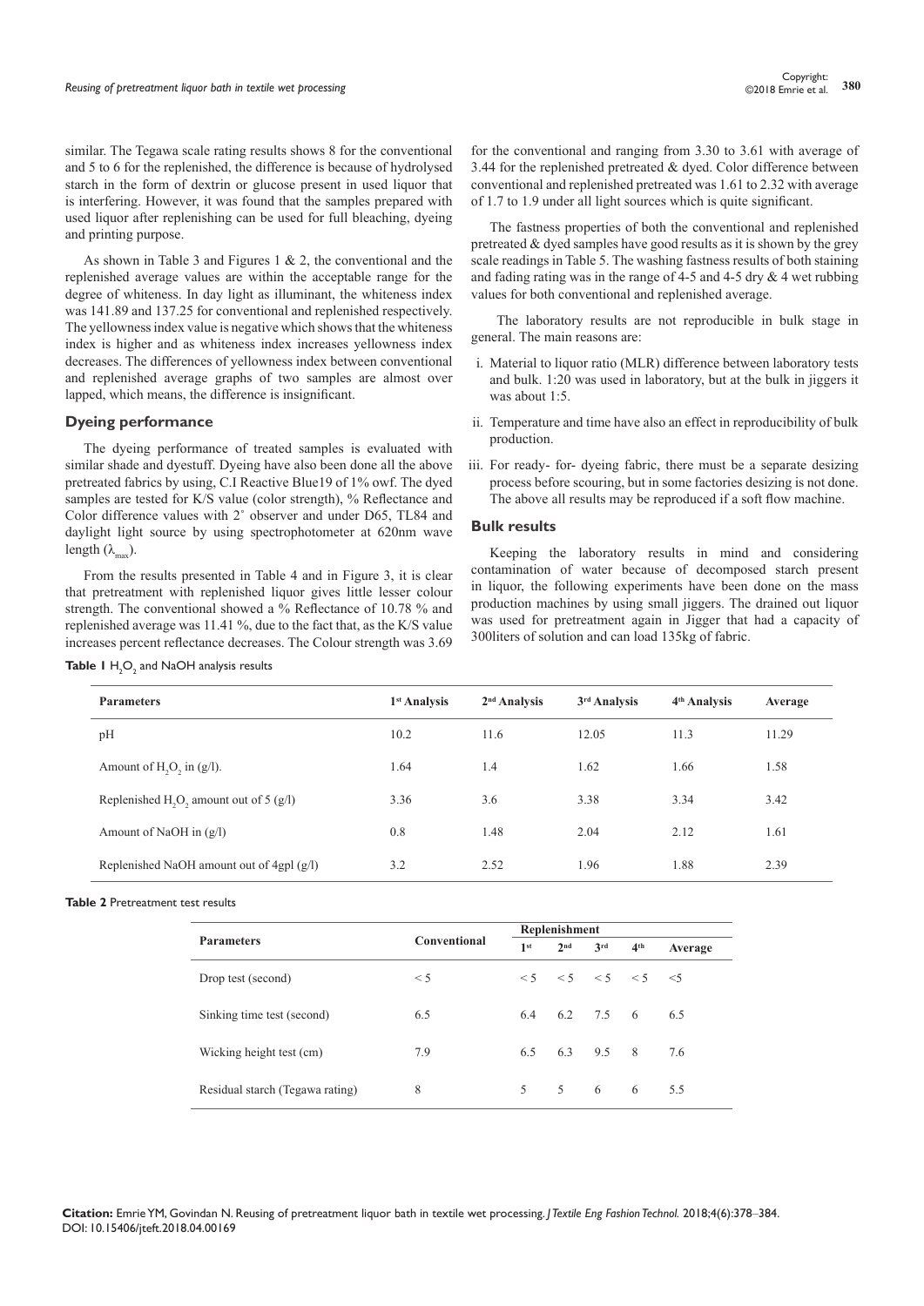similar. The Tegawa scale rating results shows 8 for the conventional and 5 to 6 for the replenished, the difference is because of hydrolysed starch in the form of dextrin or glucose present in used liquor that is interfering. However, it was found that the samples prepared with used liquor after replenishing can be used for full bleaching, dyeing and printing purpose.

As shown in Table 3 and Figures 1 & 2, the conventional and the replenished average values are within the acceptable range for the degree of whiteness. In day light as illuminant, the whiteness index was 141.89 and 137.25 for conventional and replenished respectively. The yellowness index value is negative which shows that the whiteness index is higher and as whiteness index increases yellowness index decreases. The differences of yellowness index between conventional and replenished average graphs of two samples are almost over lapped, which means, the difference is insignificant.

## Dyeing performance

The dyeing performance of treated samples is evaluated with similar shade and dyestuff. Dyeing have also been done all the above pretreated fabrics by using, C.I Reactive Blue19 of 1% owf. The dyed samples are tested for K/S value (color strength), % Reflectance and Color difference values with 2° observer and under D65, TL84 and daylight light source by using spectrophotometer at 620nm wave length ($\lambda_{max}$).

From the results presented in Table 4 and in Figure 3, it is clear that pretreatment with replenished liquor gives little lesser colour strength. The conventional showed a % Reflectance of 10.78 % and replenished average was 11.41 %, due to the fact that, as the K/S value increases percent reflectance decreases. The Colour strength was 3.69 for the conventional and ranging from 3.30 to 3.61 with average of 3.44 for the replenished pretreated & dyed. Color difference between conventional and replenished pretreated was 1.61 to 2.32 with average of 1.7 to 1.9 under all light sources which is quite significant.

The fastness properties of both the conventional and replenished pretreated & dyed samples have good results as it is shown by the grey scale readings in Table 5. The washing fastness results of both staining and fading rating was in the range of 4-5 and 4-5 dry & 4 wet rubbing values for both conventional and replenished average.

The laboratory results are not reproducible in bulk stage in general. The main reasons are:

i. Material to liquor ratio (MLR) difference between laboratory tests and bulk. 1:20 was used in laboratory, but at the bulk in jiggers it was about 1:5.
ii. Temperature and time have also an effect in reproducibility of bulk production.
iii. For ready- for- dyeing fabric, there must be a separate desizing process before scouring, but in some factories desizing is not done. The above all results may be reproduced if a soft flow machine.

## Bulk results

Keeping the laboratory results in mind and considering contamination of water because of decomposed starch present in liquor, the following experiments have been done on the mass production machines by using small jiggers. The drained out liquor was used for pretreatment again in Jigger that had a capacity of 300liters of solution and can load 135kg of fabric.

**Table 1** $H_2O_2$ and NaOH analysis results

| Parameters | 1st Analysis | 2nd Analysis | 3rd Analysis | 4th Analysis | Average |
|---|---|---|---|---|---|
| pH | 10.2 | 11.6 | 12.05 | 11.3 | 11.29 |
| Amount of $H_2O_2$ in (g/l). | 1.64 | 1.4 | 1.62 | 1.66 | 1.58 |
| Replenished $H_2O_2$ amount out of 5 (g/l) | 3.36 | 3.6 | 3.38 | 3.34 | 3.42 |
| Amount of NaOH in (g/l) | 0.8 | 1.48 | 2.04 | 2.12 | 1.61 |
| Replenished NaOH amount out of 4gpl (g/l) | 3.2 | 2.52 | 1.96 | 1.88 | 2.39 |

**Table 2** Pretreatment test results

| Parameters | Conventional | Replenishment | | | | |
|---|---|---|---|---|---|---|
| | | 1st | 2nd | 3rd | 4th | Average |
| Drop test (second) | < 5 | < 5 | < 5 | < 5 | < 5 | <5 |
| Sinking time test (second) | 6.5 | 6.4 | 6.2 | 7.5 | 6 | 6.5 |
| Wicking height test (cm) | 7.9 | 6.5 | 6.3 | 9.5 | 8 | 7.6 |
| Residual starch (Tegawa rating) | 8 | 5 | 5 | 6 | 6 | 5.5 |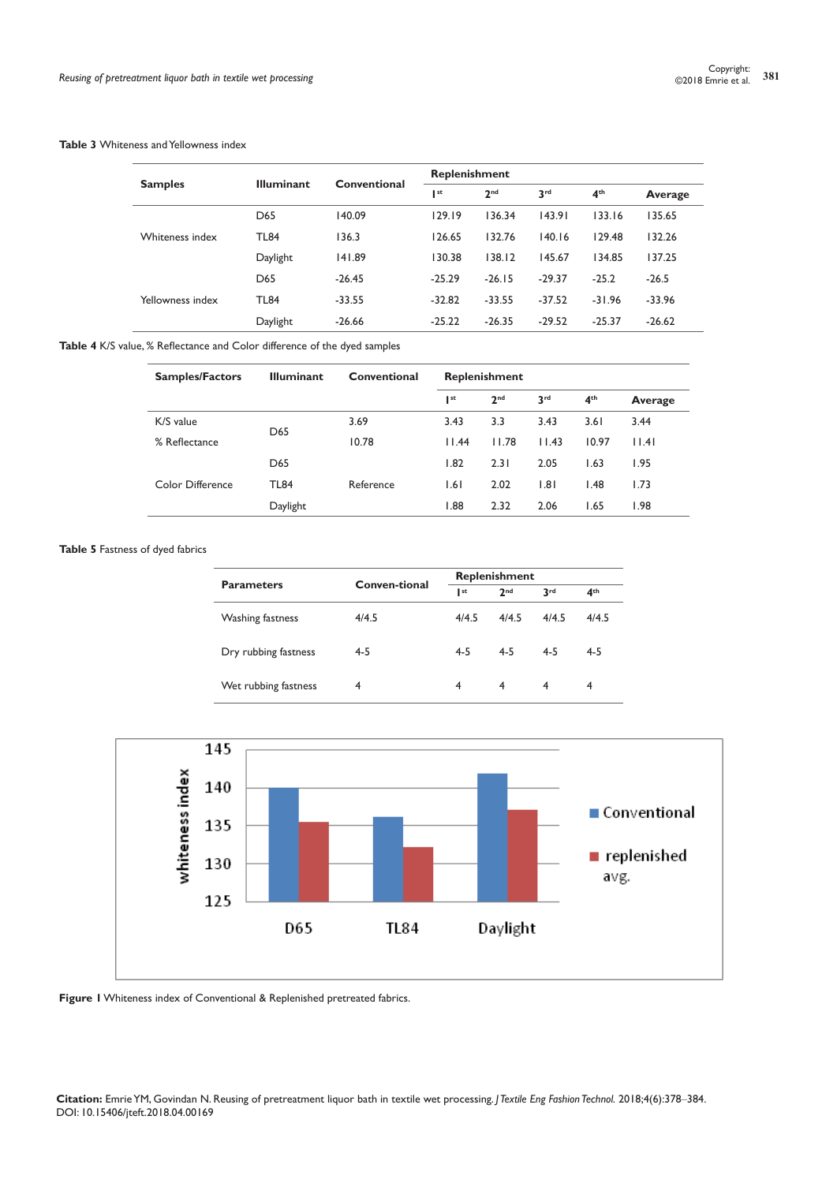**Table 3** Whiteness and Yellowness index

| Samples | Illuminant | Conventional | Replenishment | | | | |
|---|---|---|---|---|---|---|---|
| | | | 1st | 2nd | 3rd | 4th | Average |
| | D65 | 140.09 | 129.19 | 136.34 | 143.91 | 133.16 | 135.65 |
| Whiteness index | TL84 | 136.3 | 126.65 | 132.76 | 140.16 | 129.48 | 132.26 |
| | Daylight | 141.89 | 130.38 | 138.12 | 145.67 | 134.85 | 137.25 |
| | D65 | -26.45 | -25.29 | -26.15 | -29.37 | -25.2 | -26.5 |
| Yellowness index | TL84 | -33.55 | -32.82 | -33.55 | -37.52 | -31.96 | -33.96 |
| | Daylight | -26.66 | -25.22 | -26.35 | -29.52 | -25.37 | -26.62 |

**Table 4** K/S value, % Reflectance and Color difference of the dyed samples

| Samples/Factors | Illuminant | Conventional | Replenishment | | | | |
|---|---|---|---|---|---|---|---|
| | | | 1st | 2nd | 3rd | 4th | Average |
| K/S value | D65 | 3.69 | 3.43 | 3.3 | 3.43 | 3.61 | 3.44 |
| % Reflectance | | 10.78 | 11.44 | 11.78 | 11.43 | 10.97 | 11.41 |
| | D65 | | 1.82 | 2.31 | 2.05 | 1.63 | 1.95 |
| Color Difference | TL84 | Reference | 1.61 | 2.02 | 1.81 | 1.48 | 1.73 |
| | Daylight | | 1.88 | 2.32 | 2.06 | 1.65 | 1.98 |

**Table 5** Fastness of dyed fabrics

| Parameters | Conven-tional | Replenishment | | | |
|---|---|---|---|---|---|
| | | 1st | 2nd | 3rd | 4th |
| Washing fastness | 4/4.5 | 4/4.5 | 4/4.5 | 4/4.5 | 4/4.5 |
| Dry rubbing fastness | 4-5 | 4-5 | 4-5 | 4-5 | 4-5 |
| Wet rubbing fastness | 4 | 4 | 4 | 4 | 4 |

**Figure 1** Whiteness index of Conventional & Replenished pretreated fabrics.

**Citation:** Emrie YM, Govindan N. Reusing of pretreatment liquor bath in textile wet processing. *J Textile Eng Fashion Technol.* 2018;4(6):378‒384. DOI: 10.15406/jteft.2018.04.00169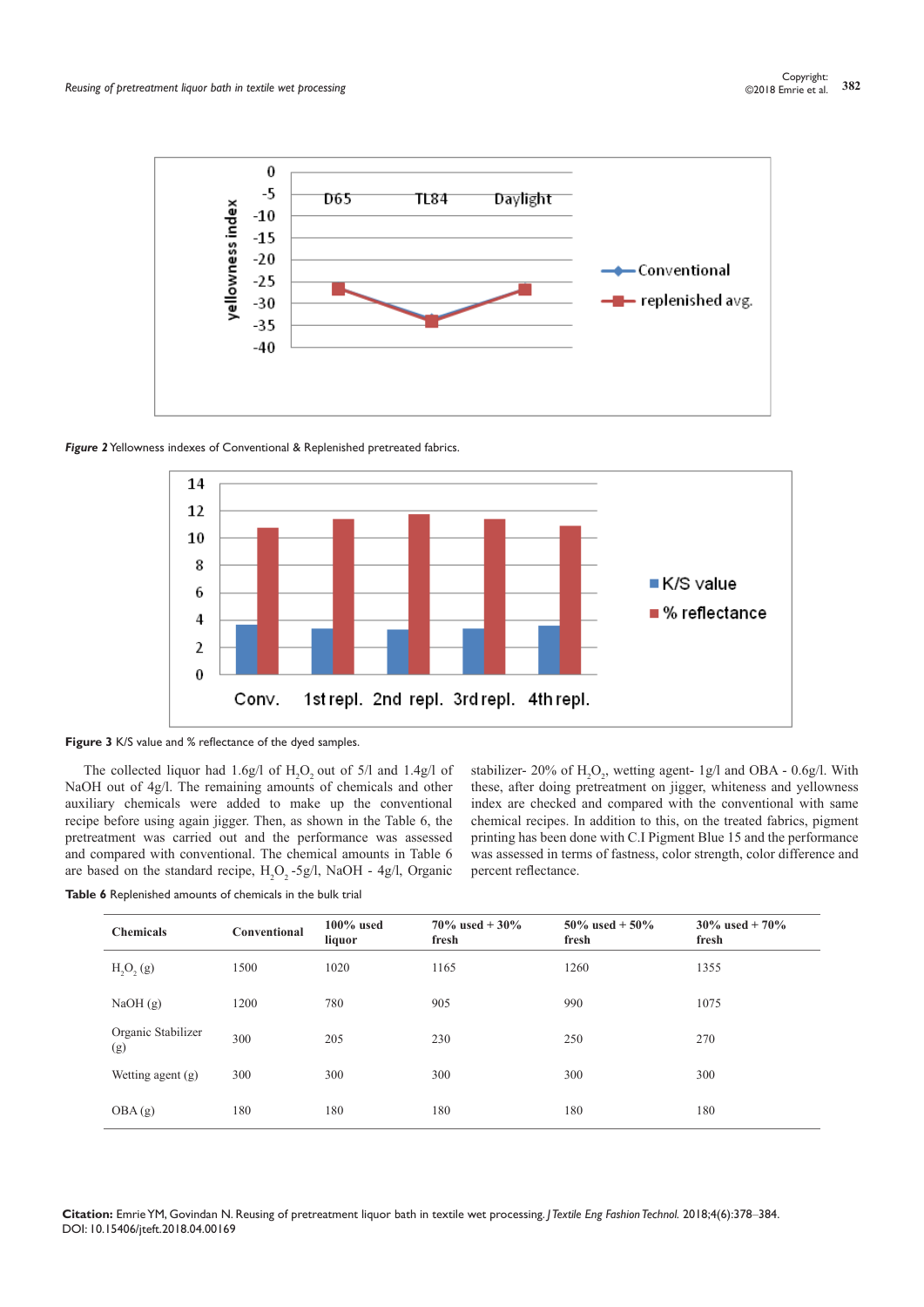Figure 2 Yellowness indexes of Conventional & Replenished pretreated fabrics.

Figure 3 K/S value and % reflectance of the dyed samples.

The collected liquor had 1.6g/l of $H_2O_2$ out of 5/l and 1.4g/l of NaOH out of 4g/l. The remaining amounts of chemicals and other auxiliary chemicals were added to make up the conventional recipe before using again jigger. Then, as shown in the Table 6, the pretreatment was carried out and the performance was assessed and compared with conventional. The chemical amounts in Table 6 are based on the standard recipe, $H_2O_2$ -5g/l, NaOH - 4g/l, Organic stabilizer- 20% of $H_2O_2$, wetting agent- 1g/l and OBA - 0.6g/l. With these, after doing pretreatment on jigger, whiteness and yellowness index are checked and compared with the conventional with same chemical recipes. In addition to this, on the treated fabrics, pigment printing has been done with C.I Pigment Blue 15 and the performance was assessed in terms of fastness, color strength, color difference and percent reflectance.

**Table 6** Replenished amounts of chemicals in the bulk trial

| Chemicals | Conventional | 100% used liquor | 70% used + 30% fresh | 50% used + 50% fresh | 30% used + 70% fresh |
|---|---|---|---|---|---|
| $H_2O_2$ (g) | 1500 | 1020 | 1165 | 1260 | 1355 |
| NaOH (g) | 1200 | 780 | 905 | 990 | 1075 |
| Organic Stabilizer (g) | 300 | 205 | 230 | 250 | 270 |
| Wetting agent (g) | 300 | 300 | 300 | 300 | 300 |
| OBA (g) | 180 | 180 | 180 | 180 | 180 |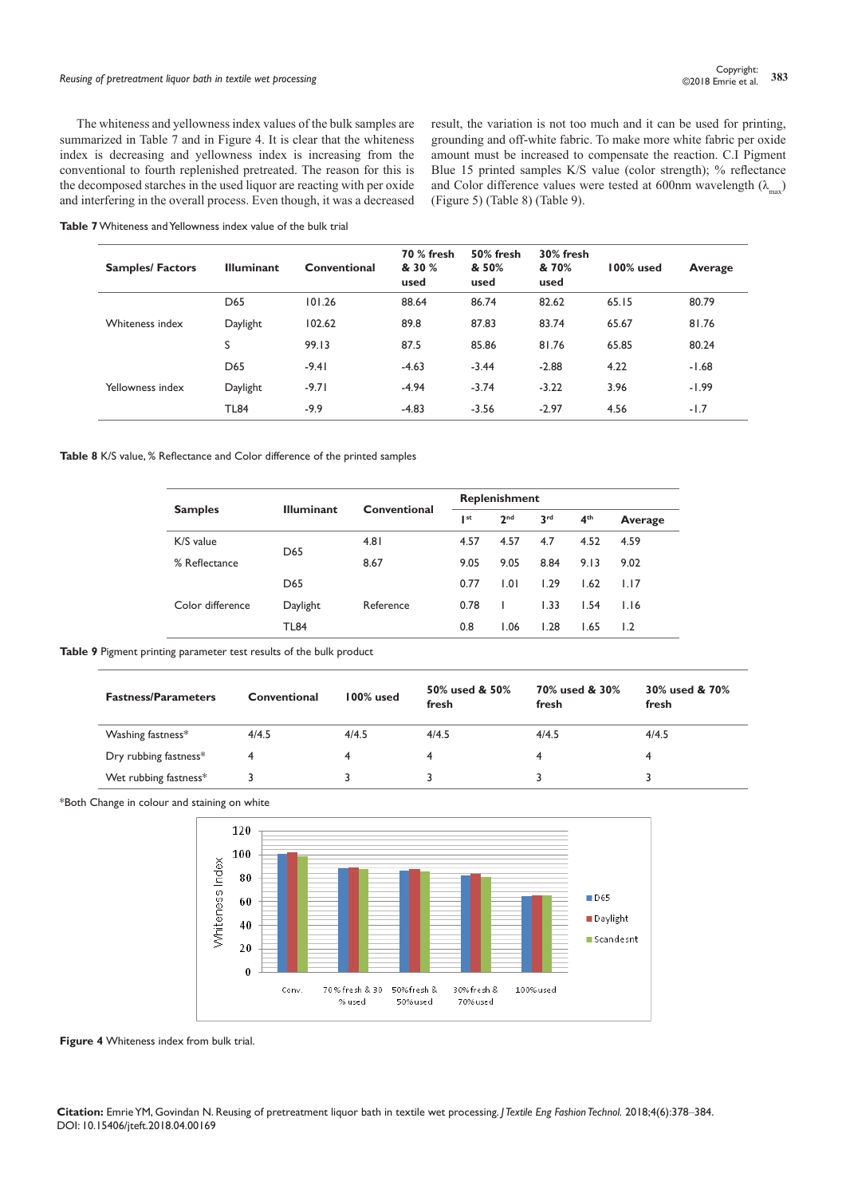The whiteness and yellowness index values of the bulk samples are summarized in Table 7 and in Figure 4. It is clear that the whiteness index is decreasing and yellowness index is increasing from the conventional to fourth replenished pretreated. The reason for this is the decomposed starches in the used liquor are reacting with per oxide and interfering in the overall process. Even though, it was a decreased result, the variation is not too much and it can be used for printing, grounding and off-white fabric. To make more white fabric per oxide amount must be increased to compensate the reaction. C.I Pigment Blue 15 printed samples K/S value (color strength); % reflectance and Color difference values were tested at 600nm wavelength ($\lambda_{max}$) (Figure 5) (Table 8) (Table 9).

**Table 7** Whiteness and Yellowness index value of the bulk trial

| Samples/ Factors | Illuminant | Conventional | 70 % fresh & 30 % used | 50% fresh & 50% used | 30% fresh & 70% used | 100% used | Average |
|---|---|---|---|---|---|---|---|
| Whiteness index | D65 | 101.26 | 88.64 | 86.74 | 82.62 | 65.15 | 80.79 |
| | Daylight | 102.62 | 89.8 | 87.83 | 83.74 | 65.67 | 81.76 |
| | S | 99.13 | 87.5 | 85.86 | 81.76 | 65.85 | 80.24 |
| Yellowness index | D65 | -9.41 | -4.63 | -3.44 | -2.88 | 4.22 | -1.68 |
| | Daylight | -9.71 | -4.94 | -3.74 | -3.22 | 3.96 | -1.99 |
| | TL84 | -9.9 | -4.83 | -3.56 | -2.97 | 4.56 | -1.7 |

**Table 8** K/S value, % Reflectance and Color difference of the printed samples

| Samples | Illuminant | Conventional | Replenishment | | | | |
|---|---|---|---|---|---|---|---|
| | | | 1st | 2nd | 3rd | 4th | Average |
| K/S value | D65 | 4.81 | 4.57 | 4.57 | 4.7 | 4.52 | 4.59 |
| % Reflectance | | 8.67 | 9.05 | 9.05 | 8.84 | 9.13 | 9.02 |
| Color difference | D65 | Reference | 0.77 | 1.01 | 1.29 | 1.62 | 1.17 |
| | Daylight | | 0.78 | 1 | 1.33 | 1.54 | 1.16 |
| | TL84 | | 0.8 | 1.06 | 1.28 | 1.65 | 1.2 |

**Table 9** Pigment printing parameter test results of the bulk product

| Fastness/Parameters | Conventional | 100% used | 50% used & 50% fresh | 70% used & 30% fresh | 30% used & 70% fresh |
|---|---|---|---|---|---|
| Washing fastness* | 4/4.5 | 4/4.5 | 4/4.5 | 4/4.5 | 4/4.5 |
| Dry rubbing fastness* | 4 | 4 | 4 | 4 | 4 |
| Wet rubbing fastness* | 3 | 3 | 3 | 3 | 3 |

*Both Change in colour and staining on white

**Figure 4** Whiteness index from bulk trial.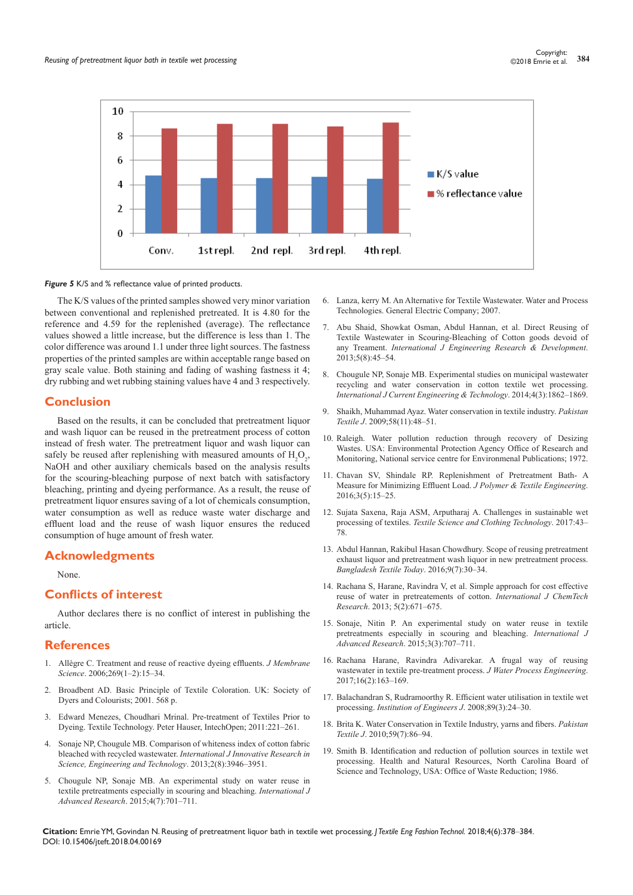10
8
6
4
2
0

Conv. 1st repl. 2nd repl. 3rd repl. 4th repl.

K/S value
% reflectance value

***Figure 5*** K/S and % reflectance value of printed products.

The K/S values of the printed samples showed very minor variation between conventional and replenished pretreated. It is 4.80 for the reference and 4.59 for the replenished (average). The reflectance values showed a little increase, but the difference is less than 1. The color difference was around 1.1 under three light sources. The fastness properties of the printed samples are within acceptable range based on gray scale value. Both staining and fading of washing fastness it 4; dry rubbing and wet rubbing staining values have 4 and 3 respectively.

## Conclusion

Based on the results, it can be concluded that pretreatment liquor and wash liquor can be reused in the pretreatment process of cotton instead of fresh water. The pretreatment liquor and wash liquor can safely be reused after replenishing with measured amounts of $H_2O_2$, NaOH and other auxiliary chemicals based on the analysis results for the scouring-bleaching purpose of next batch with satisfactory bleaching, printing and dyeing performance. As a result, the reuse of pretreatment liquor ensures saving of a lot of chemicals consumption, water consumption as well as reduce waste water discharge and effluent load and the reuse of wash liquor ensures the reduced consumption of huge amount of fresh water.

## Acknowledgments

None.

## Conflicts of interest

Author declares there is no conflict of interest in publishing the article.

## References

1. Allègre C. Treatment and reuse of reactive dyeing effluents. *J Membrane Science*. 2006;269(1–2):15–34.
2. Broadbent AD. Basic Principle of Textile Coloration. UK: Society of Dyers and Colourists; 2001. 568 p.
3. Edward Menezes, Choudhari Mrinal. Pre-treatment of Textiles Prior to Dyeing. Textile Technology. Peter Hauser, IntechOpen; 2011:221–261.
4. Sonaje NP, Chougule MB. Comparison of whiteness index of cotton fabric bleached with recycled wastewater. *International J Innovative Research in Science, Engineering and Technology*. 2013;2(8):3946–3951.
5. Chougule NP, Sonaje MB. An experimental study on water reuse in textile pretreatments especially in scouring and bleaching. *International J Advanced Research*. 2015;4(7):701–711.
6. Lanza, kerry M. An Alternative for Textile Wastewater. Water and Process Technologies. General Electric Company; 2007.
7. Abu Shaid, Showkat Osman, Abdul Hannan, et al. Direct Reusing of Textile Wastewater in Scouring-Bleaching of Cotton goods devoid of any Treament. *International J Engineering Research & Development*. 2013;5(8):45–54.
8. Chougule NP, Sonaje MB. Experimental studies on municipal wastewater recycling and water conservation in cotton textile wet processing. *International J Current Engineering & Technology*. 2014;4(3):1862–1869.
9. Shaikh, Muhammad Ayaz. Water conservation in textile industry. *Pakistan Textile J*. 2009;58(11):48–51.
10. Raleigh. Water pollution reduction through recovery of Desizing Wastes. USA: Environmental Protection Agency Office of Research and Monitoring, National service centre for Environmental Publications; 1972.
11. Chavan SV, Shindale RP. Replenishment of Pretreatment Bath- A Measure for Minimizing Effluent Load. *J Polymer & Textile Engineering*. 2016;3(5):15–25.
12. Sujata Saxena, Raja ASM, Arputharaj A. Challenges in sustainable wet processing of textiles. *Textile Science and Clothing Technology*. 2017:43–78.
13. Abdul Hannan, Rakibul Hasan Chowdhury. Scope of reusing pretreatment exhaust liquor and pretreatment wash liquor in new pretreatment process. *Bangladesh Textile Today*. 2016;9(7):30–34.
14. Rachana S, Harane, Ravindra V, et al. Simple approach for cost effective reuse of water in pretreatements of cotton. *International J ChemTech Research*. 2013; 5(2):671–675.
15. Sonaje, Nitin P. An experimental study on water reuse in textile pretreatments especially in scouring and bleaching. *International J Advanced Research*. 2015;3(3):707–711.
16. Rachana Harane, Ravindra Adivarekar. A frugal way of reusing wastewater in textile pre-treatment process. *J Water Process Engineering*. 2017;16(2):163–169.
17. Balachandran S, Rudramoorthy R. Efficient water utilisation in textile wet processing. *Institution of Engineers J*. 2008;89(3):24–30.
18. Brita K. Water Conservation in Textile Industry, yarns and fibers. *Pakistan Textile J*. 2010;59(7):86–94.
19. Smith B. Identification and reduction of pollution sources in textile wet processing. Health and Natural Resources, North Carolina Board of Science and Technology, USA: Office of Waste Reduction; 1986.

**Citation:** Emrie YM, Govindan N. Reusing of pretreatment liquor bath in textile wet processing. *J Textile Eng Fashion Technol.* 2018;4(6):378‒384. DOI: 10.15406/jteft.2018.04.00169